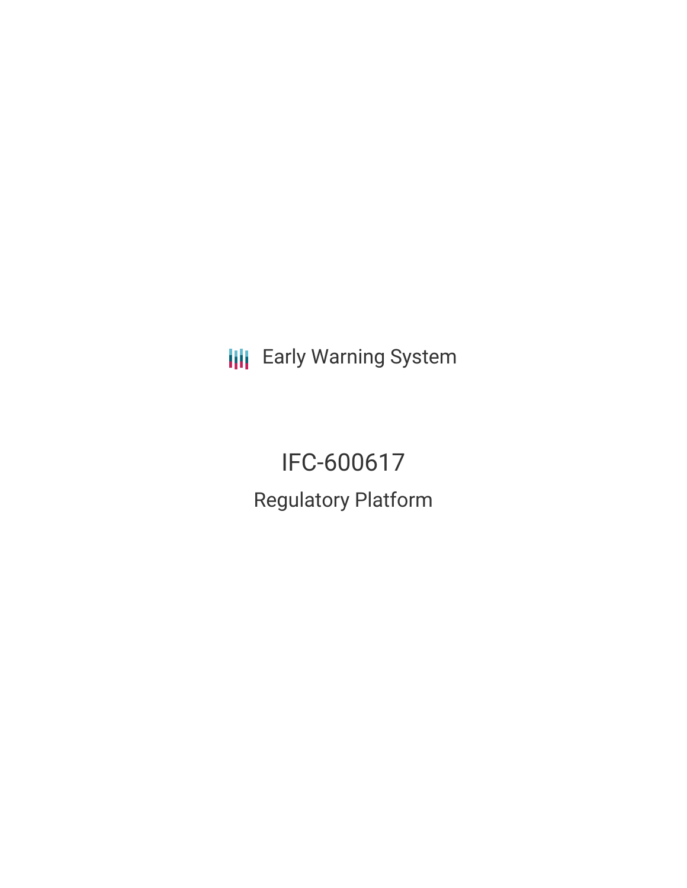Early Warning System

# IFC-600617

## Regulatory Platform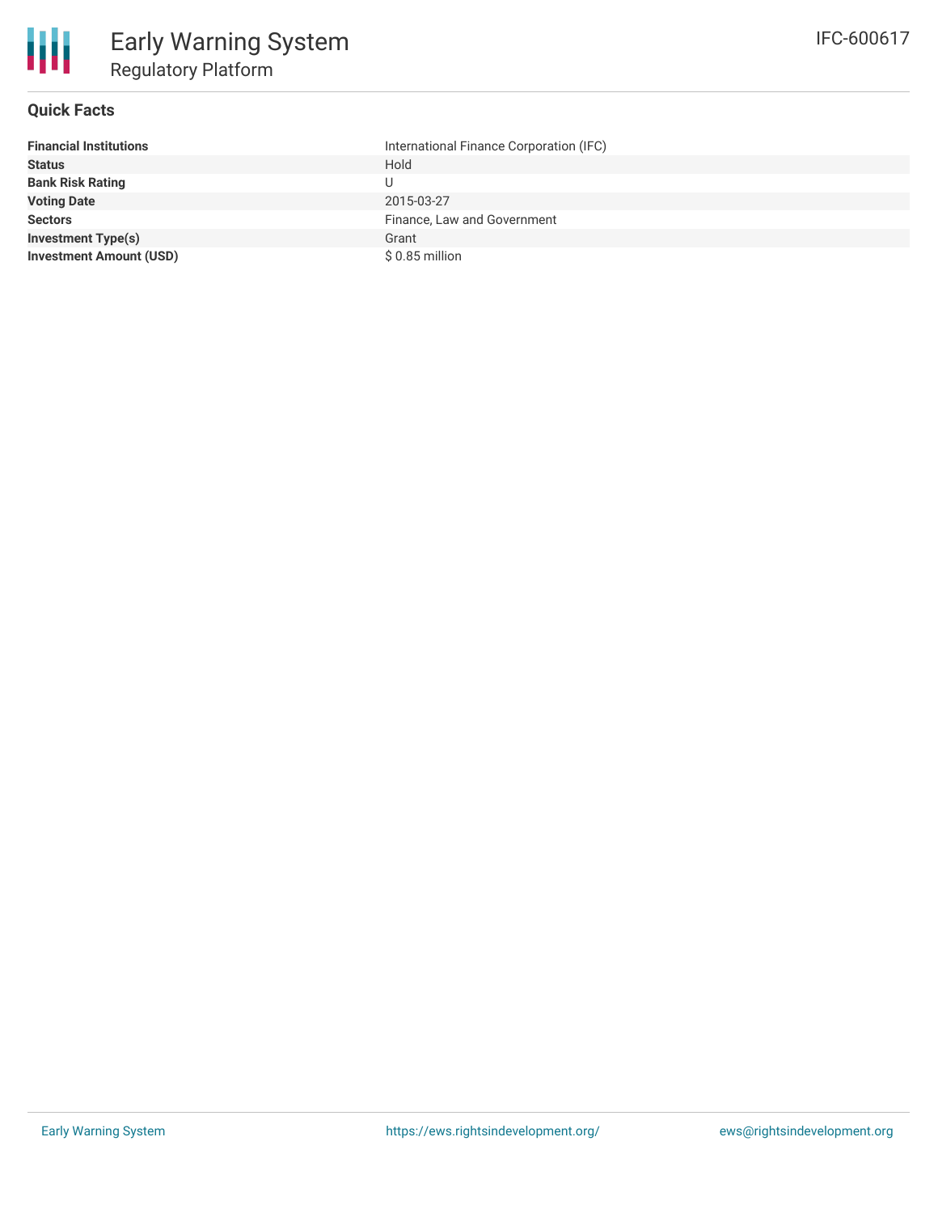# Early Warning System

## Regulatory Platform

IFC-600617

### Quick Facts

| | |
|---|---|
| **Financial Institutions** | International Finance Corporation (IFC) |
| **Status** | Hold |
| **Bank Risk Rating** | U |
| **Voting Date** | 2015-03-27 |
| **Sectors** | Finance, Law and Government |
| **Investment Type(s)** | Grant |
| **Investment Amount (USD)** | $ 0.85 million |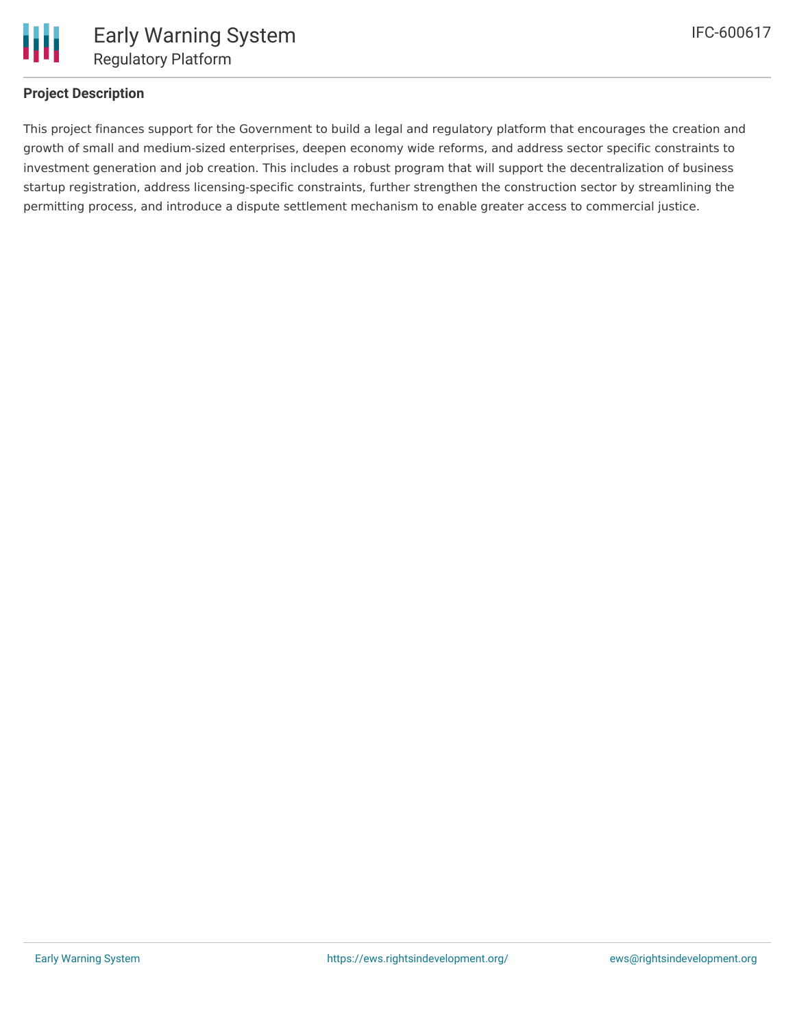## Project Description

This project finances support for the Government to build a legal and regulatory platform that encourages the creation and growth of small and medium-sized enterprises, deepen economy wide reforms, and address sector specific constraints to investment generation and job creation. This includes a robust program that will support the decentralization of business startup registration, address licensing-specific constraints, further strengthen the construction sector by streamlining the permitting process, and introduce a dispute settlement mechanism to enable greater access to commercial justice.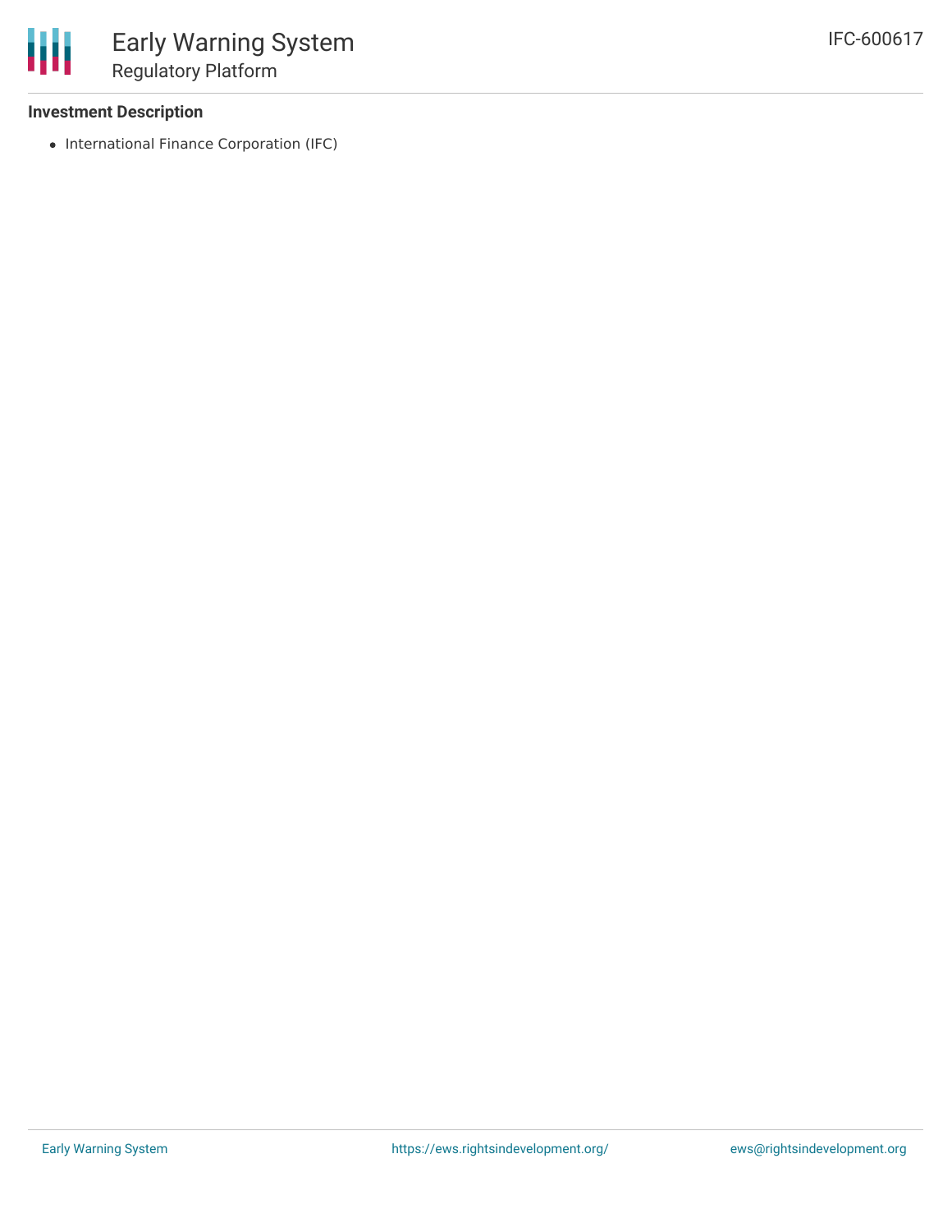### Investment Description

- International Finance Corporation (IFC)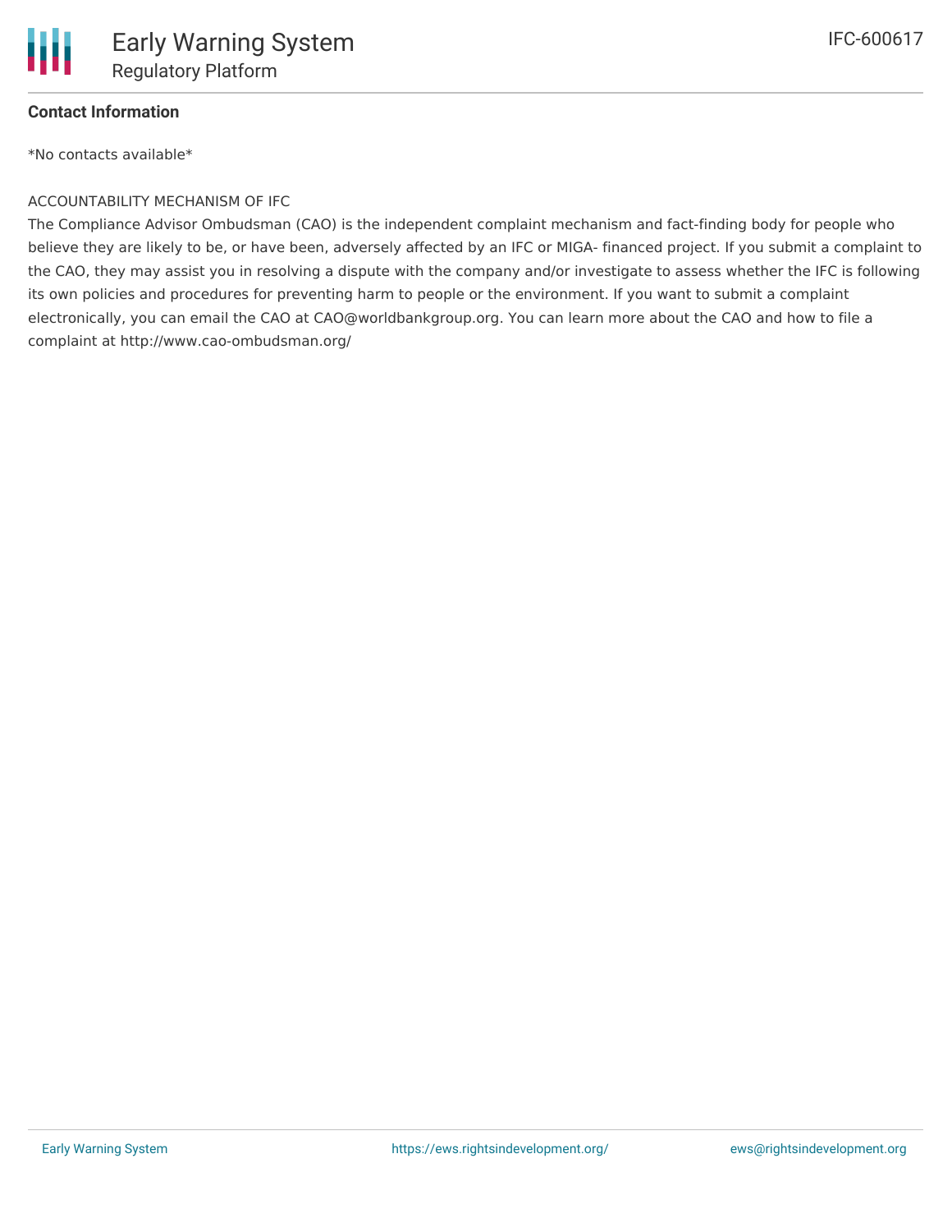**Contact Information**

*No contacts available*

ACCOUNTABILITY MECHANISM OF IFC

The Compliance Advisor Ombudsman (CAO) is the independent complaint mechanism and fact-finding body for people who believe they are likely to be, or have been, adversely affected by an IFC or MIGA- financed project. If you submit a complaint to the CAO, they may assist you in resolving a dispute with the company and/or investigate to assess whether the IFC is following its own policies and procedures for preventing harm to people or the environment. If you want to submit a complaint electronically, you can email the CAO at CAO@worldbankgroup.org. You can learn more about the CAO and how to file a complaint at http://www.cao-ombudsman.org/